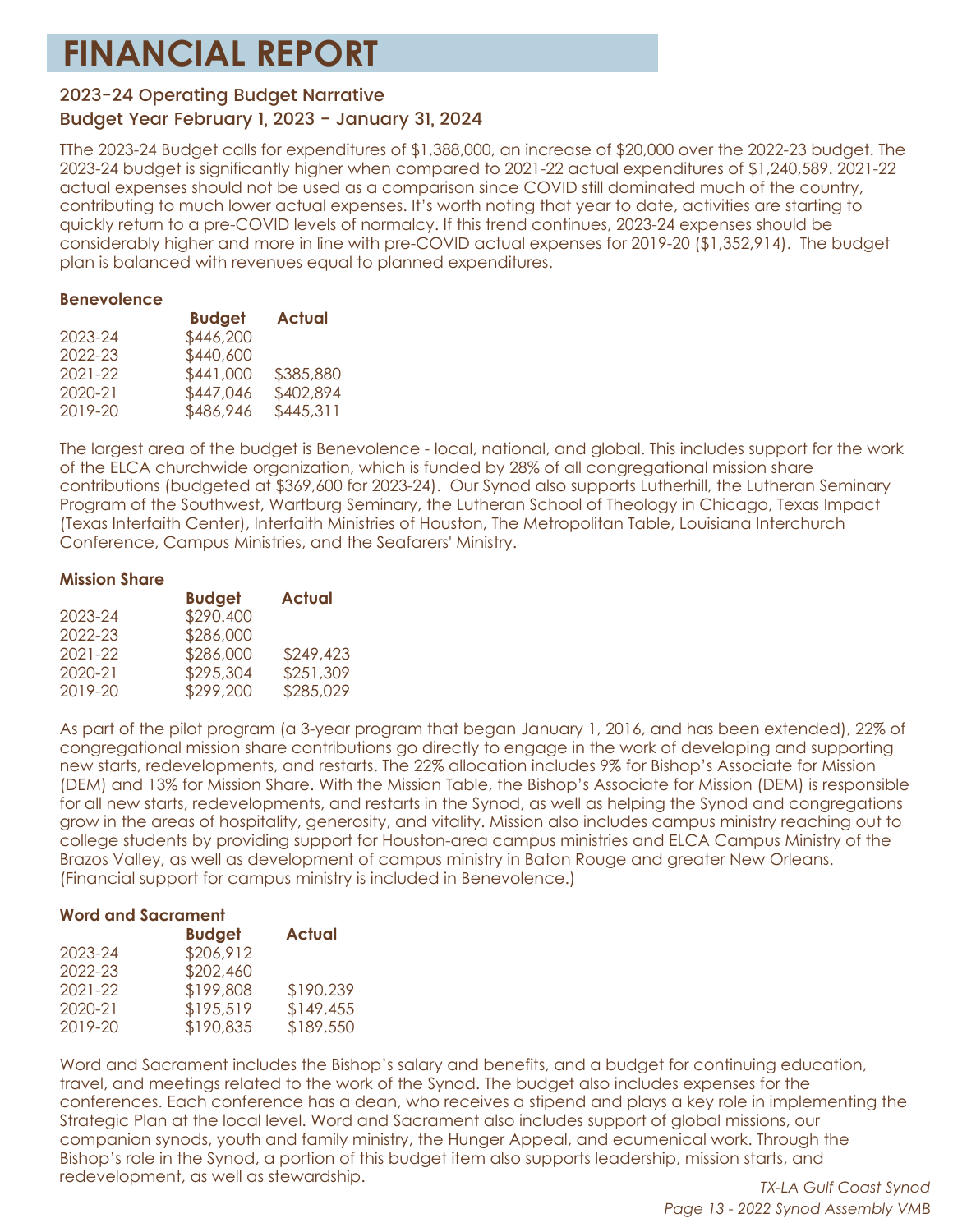# FINANCIAL REPORT

## 2023-24 Operating Budget Narrative

## Budget Year February 1, 2023 - January 31, 2024

TThe 2023-24 Budget calls for expenditures of $1,388,000, an increase of $20,000 over the 2022-23 budget. The 2023-24 budget is significantly higher when compared to 2021-22 actual expenditures of $1,240,589. 2021-22 actual expenses should not be used as a comparison since COVID still dominated much of the country, contributing to much lower actual expenses. It's worth noting that year to date, activities are starting to quickly return to a pre-COVID levels of normalcy. If this trend continues, 2023-24 expenses should be considerably higher and more in line with pre-COVID actual expenses for 2019-20 ($1,352,914). The budget plan is balanced with revenues equal to planned expenditures.

**Benevolence**

| | Budget | Actual |
|---|---|---|
| 2023-24 | $446,200 | |
| 2022-23 | $440,600 | |
| 2021-22 | $441,000 | $385,880 |
| 2020-21 | $447,046 | $402,894 |
| 2019-20 | $486,946 | $445,311 |

The largest area of the budget is Benevolence - local, national, and global. This includes support for the work of the ELCA churchwide organization, which is funded by 28% of all congregational mission share contributions (budgeted at $369,600 for 2023-24). Our Synod also supports Lutherhill, the Lutheran Seminary Program of the Southwest, Wartburg Seminary, the Lutheran School of Theology in Chicago, Texas Impact (Texas Interfaith Center), Interfaith Ministries of Houston, The Metropolitan Table, Louisiana Interchurch Conference, Campus Ministries, and the Seafarers' Ministry.

**Mission Share**

| | Budget | Actual |
|---|---|---|
| 2023-24 | $290.400 | |
| 2022-23 | $286,000 | |
| 2021-22 | $286,000 | $249,423 |
| 2020-21 | $295,304 | $251,309 |
| 2019-20 | $299,200 | $285,029 |

As part of the pilot program (a 3-year program that began January 1, 2016, and has been extended), 22% of congregational mission share contributions go directly to engage in the work of developing and supporting new starts, redevelopments, and restarts. The 22% allocation includes 9% for Bishop's Associate for Mission (DEM) and 13% for Mission Share. With the Mission Table, the Bishop's Associate for Mission (DEM) is responsible for all new starts, redevelopments, and restarts in the Synod, as well as helping the Synod and congregations grow in the areas of hospitality, generosity, and vitality. Mission also includes campus ministry reaching out to college students by providing support for Houston-area campus ministries and ELCA Campus Ministry of the Brazos Valley, as well as development of campus ministry in Baton Rouge and greater New Orleans. (Financial support for campus ministry is included in Benevolence.)

**Word and Sacrament**

| | Budget | Actual |
|---|---|---|
| 2023-24 | $206,912 | |
| 2022-23 | $202,460 | |
| 2021-22 | $199,808 | $190,239 |
| 2020-21 | $195,519 | $149,455 |
| 2019-20 | $190,835 | $189,550 |

Word and Sacrament includes the Bishop's salary and benefits, and a budget for continuing education, travel, and meetings related to the work of the Synod. The budget also includes expenses for the conferences. Each conference has a dean, who receives a stipend and plays a key role in implementing the Strategic Plan at the local level. Word and Sacrament also includes support of global missions, our companion synods, youth and family ministry, the Hunger Appeal, and ecumenical work. Through the Bishop's role in the Synod, a portion of this budget item also supports leadership, mission starts, and redevelopment, as well as stewardship.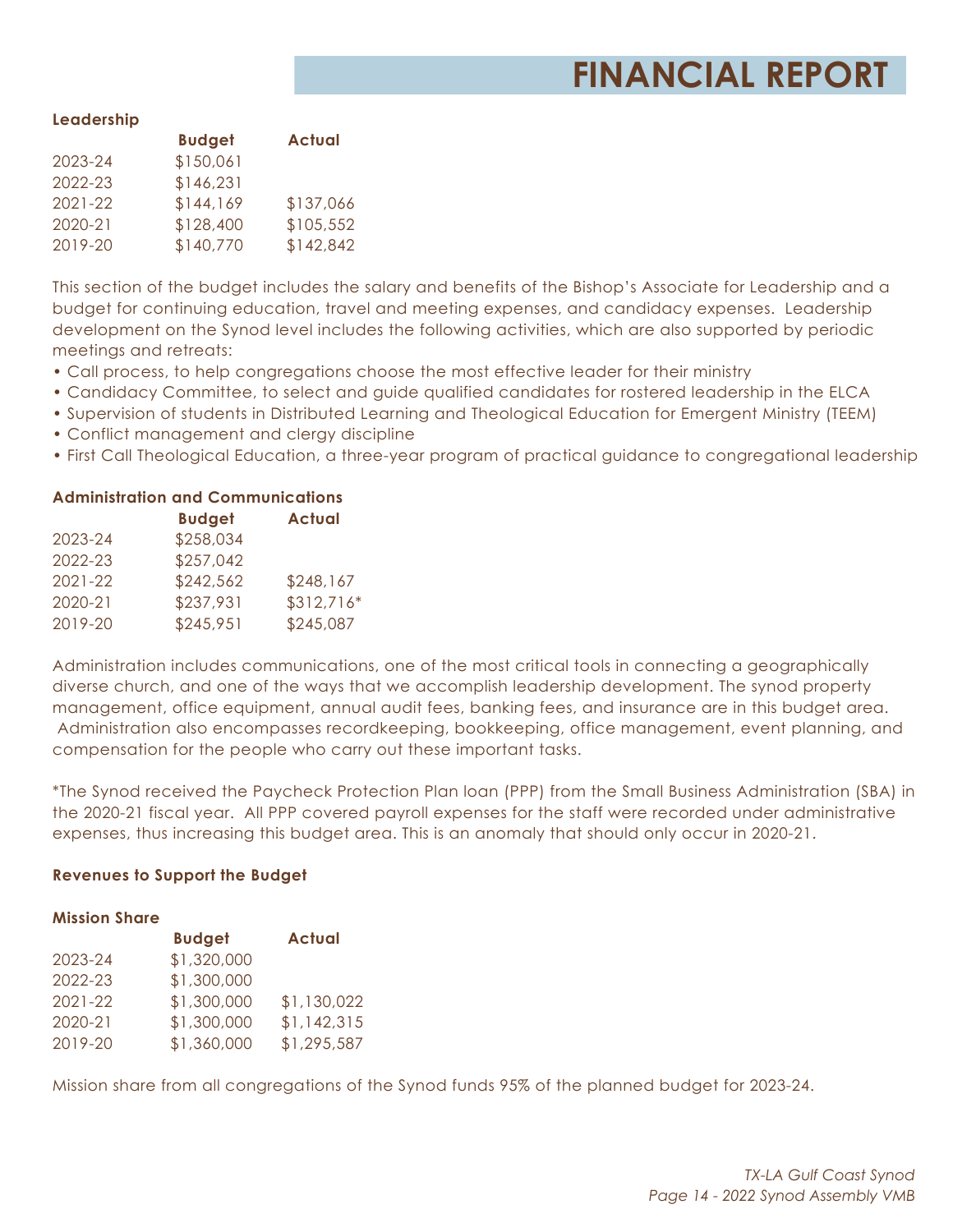# FINANCIAL REPORT

**Leadership**

| | Budget | Actual |
|---|---|---|
| 2023-24 | $150,061 | |
| 2022-23 | $146,231 | |
| 2021-22 | $144,169 | $137,066 |
| 2020-21 | $128,400 | $105,552 |
| 2019-20 | $140,770 | $142,842 |

This section of the budget includes the salary and benefits of the Bishop's Associate for Leadership and a budget for continuing education, travel and meeting expenses, and candidacy expenses. Leadership development on the Synod level includes the following activities, which are also supported by periodic meetings and retreats:

- Call process, to help congregations choose the most effective leader for their ministry
- Candidacy Committee, to select and guide qualified candidates for rostered leadership in the ELCA
- Supervision of students in Distributed Learning and Theological Education for Emergent Ministry (TEEM)
- Conflict management and clergy discipline
- First Call Theological Education, a three-year program of practical guidance to congregational leadership

**Administration and Communications**

| | Budget | Actual |
|---|---|---|
| 2023-24 | $258,034 | |
| 2022-23 | $257,042 | |
| 2021-22 | $242,562 | $248,167 |
| 2020-21 | $237,931 | $312,716* |
| 2019-20 | $245,951 | $245,087 |

Administration includes communications, one of the most critical tools in connecting a geographically diverse church, and one of the ways that we accomplish leadership development. The synod property management, office equipment, annual audit fees, banking fees, and insurance are in this budget area. Administration also encompasses recordkeeping, bookkeeping, office management, event planning, and compensation for the people who carry out these important tasks.

*The Synod received the Paycheck Protection Plan loan (PPP) from the Small Business Administration (SBA) in the 2020-21 fiscal year. All PPP covered payroll expenses for the staff were recorded under administrative expenses, thus increasing this budget area. This is an anomaly that should only occur in 2020-21.

**Revenues to Support the Budget**

**Mission Share**

| | Budget | Actual |
|---|---|---|
| 2023-24 | $1,320,000 | |
| 2022-23 | $1,300,000 | |
| 2021-22 | $1,300,000 | $1,130,022 |
| 2020-21 | $1,300,000 | $1,142,315 |
| 2019-20 | $1,360,000 | $1,295,587 |

Mission share from all congregations of the Synod funds 95% of the planned budget for 2023-24.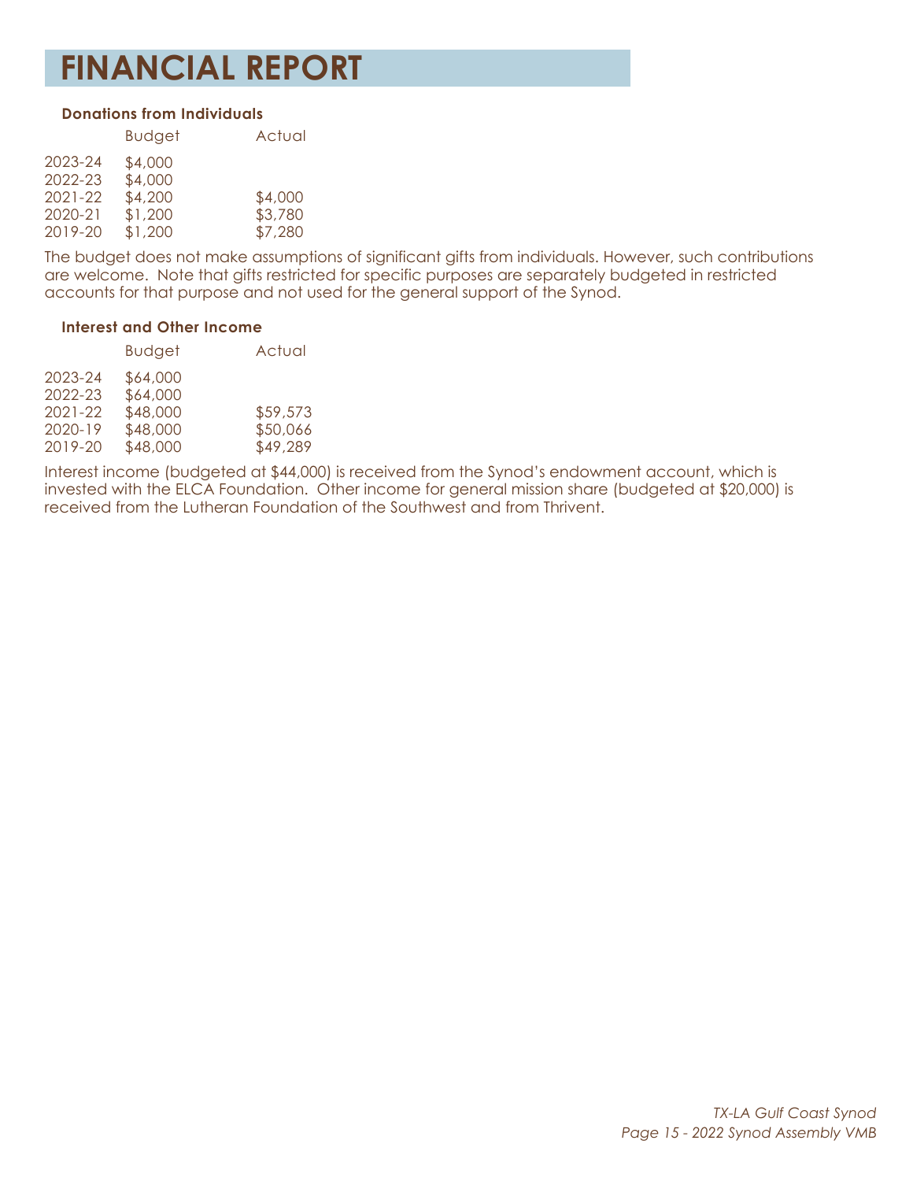# FINANCIAL REPORT

### Donations from Individuals

| | Budget | Actual |
|---|---|---|
| 2023-24 | $4,000 | |
| 2022-23 | $4,000 | |
| 2021-22 | $4,200 | $4,000 |
| 2020-21 | $1,200 | $3,780 |
| 2019-20 | $1,200 | $7,280 |

The budget does not make assumptions of significant gifts from individuals. However, such contributions are welcome. Note that gifts restricted for specific purposes are separately budgeted in restricted accounts for that purpose and not used for the general support of the Synod.

### Interest and Other Income

| | Budget | Actual |
|---|---|---|
| 2023-24 | $64,000 | |
| 2022-23 | $64,000 | |
| 2021-22 | $48,000 | $59,573 |
| 2020-19 | $48,000 | $50,066 |
| 2019-20 | $48,000 | $49,289 |

Interest income (budgeted at $44,000) is received from the Synod's endowment account, which is invested with the ELCA Foundation. Other income for general mission share (budgeted at $20,000) is received from the Lutheran Foundation of the Southwest and from Thrivent.